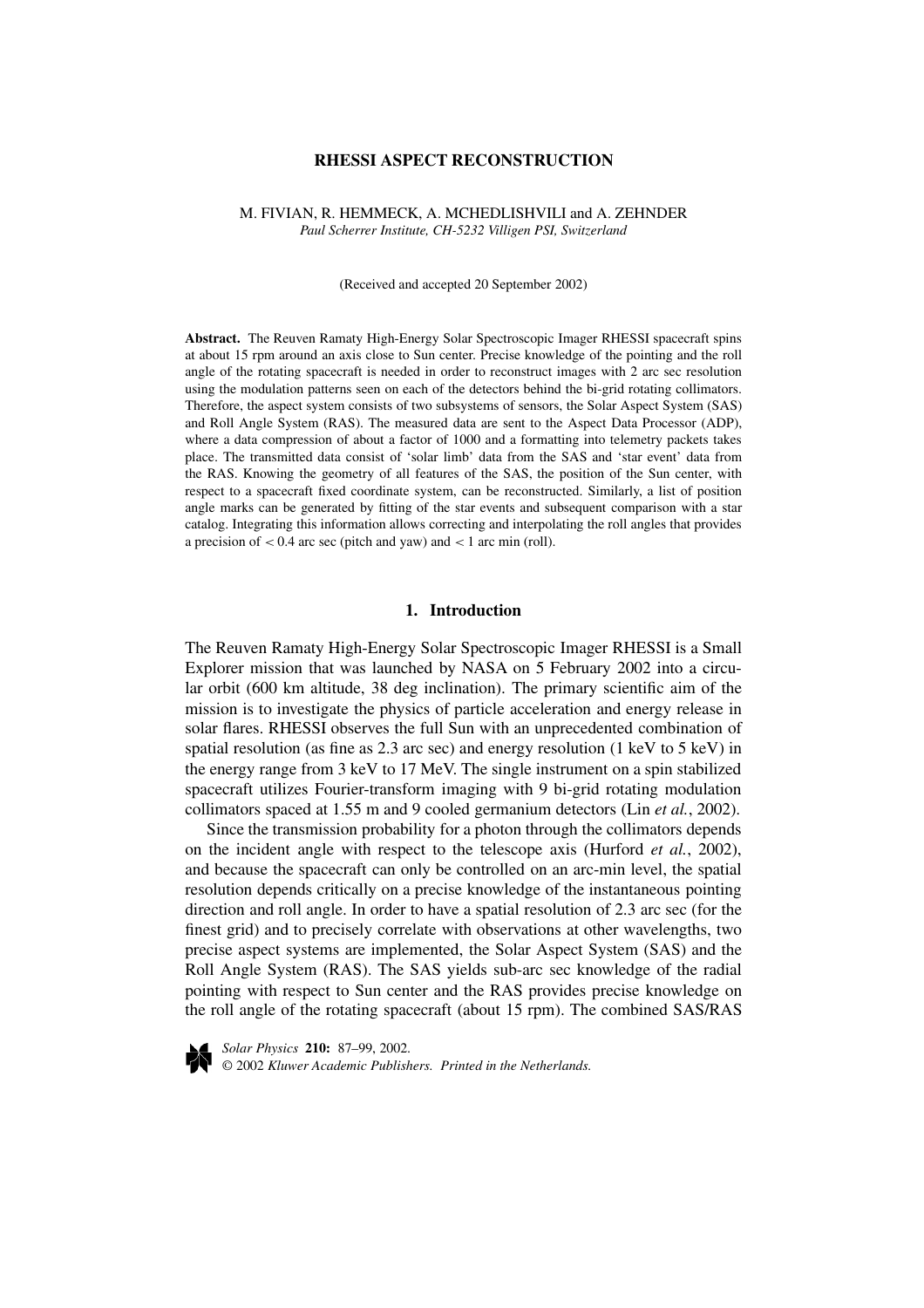# RHESSI ASPECT RECONSTRUCTION

M. FIVIAN, R. HEMMECK, A. MCHEDLISHVILI and A. ZEHNDER
*Paul Scherrer Institute, CH-5232 Villigen PSI, Switzerland*

(Received and accepted 20 September 2002)

**Abstract.** The Reuven Ramaty High-Energy Solar Spectroscopic Imager RHESSI spacecraft spins at about 15 rpm around an axis close to Sun center. Precise knowledge of the pointing and the roll angle of the rotating spacecraft is needed in order to reconstruct images with 2 arc sec resolution using the modulation patterns seen on each of the detectors behind the bi-grid rotating collimators. Therefore, the aspect system consists of two subsystems of sensors, the Solar Aspect System (SAS) and Roll Angle System (RAS). The measured data are sent to the Aspect Data Processor (ADP), where a data compression of about a factor of 1000 and a formatting into telemetry packets takes place. The transmitted data consist of 'solar limb' data from the SAS and 'star event' data from the RAS. Knowing the geometry of all features of the SAS, the position of the Sun center, with respect to a spacecraft fixed coordinate system, can be reconstructed. Similarly, a list of position angle marks can be generated by fitting of the star events and subsequent comparison with a star catalog. Integrating this information allows correcting and interpolating the roll angles that provides a precision of $< 0.4$ arc sec (pitch and yaw) and $< 1$ arc min (roll).

## 1. Introduction

The Reuven Ramaty High-Energy Solar Spectroscopic Imager RHESSI is a Small Explorer mission that was launched by NASA on 5 February 2002 into a circular orbit (600 km altitude, 38 deg inclination). The primary scientific aim of the mission is to investigate the physics of particle acceleration and energy release in solar flares. RHESSI observes the full Sun with an unprecedented combination of spatial resolution (as fine as 2.3 arc sec) and energy resolution (1 keV to 5 keV) in the energy range from 3 keV to 17 MeV. The single instrument on a spin stabilized spacecraft utilizes Fourier-transform imaging with 9 bi-grid rotating modulation collimators spaced at 1.55 m and 9 cooled germanium detectors (Lin *et al.*, 2002).

Since the transmission probability for a photon through the collimators depends on the incident angle with respect to the telescope axis (Hurford *et al.*, 2002), and because the spacecraft can only be controlled on an arc-min level, the spatial resolution depends critically on a precise knowledge of the instantaneous pointing direction and roll angle. In order to have a spatial resolution of 2.3 arc sec (for the finest grid) and to precisely correlate with observations at other wavelengths, two precise aspect systems are implemented, the Solar Aspect System (SAS) and the Roll Angle System (RAS). The SAS yields sub-arc sec knowledge of the radial pointing with respect to Sun center and the RAS provides precise knowledge on the roll angle of the rotating spacecraft (about 15 rpm). The combined SAS/RAS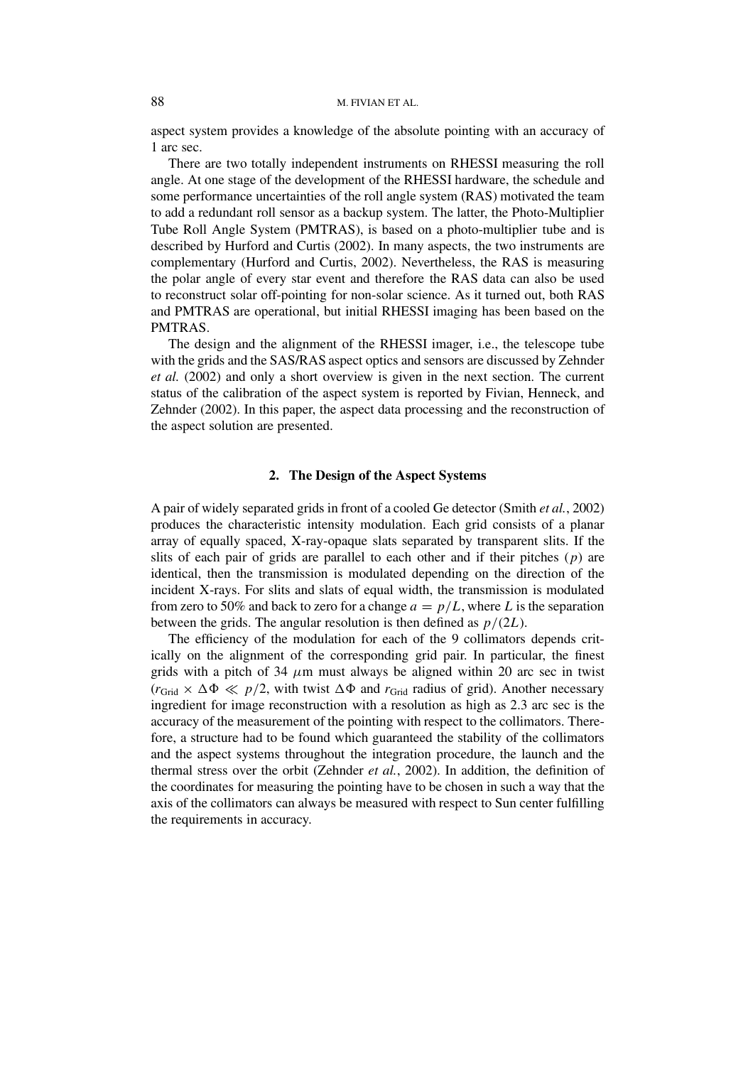aspect system provides a knowledge of the absolute pointing with an accuracy of 1 arc sec.

There are two totally independent instruments on RHESSI measuring the roll angle. At one stage of the development of the RHESSI hardware, the schedule and some performance uncertainties of the roll angle system (RAS) motivated the team to add a redundant roll sensor as a backup system. The latter, the Photo-Multiplier Tube Roll Angle System (PMTRAS), is based on a photo-multiplier tube and is described by Hurford and Curtis (2002). In many aspects, the two instruments are complementary (Hurford and Curtis, 2002). Nevertheless, the RAS is measuring the polar angle of every star event and therefore the RAS data can also be used to reconstruct solar off-pointing for non-solar science. As it turned out, both RAS and PMTRAS are operational, but initial RHESSI imaging has been based on the PMTRAS.

The design and the alignment of the RHESSI imager, i.e., the telescope tube with the grids and the SAS/RAS aspect optics and sensors are discussed by Zehnder *et al.* (2002) and only a short overview is given in the next section. The current status of the calibration of the aspect system is reported by Fivian, Henneck, and Zehnder (2002). In this paper, the aspect data processing and the reconstruction of the aspect solution are presented.

## 2. The Design of the Aspect Systems

A pair of widely separated grids in front of a cooled Ge detector (Smith *et al.*, 2002) produces the characteristic intensity modulation. Each grid consists of a planar array of equally spaced, X-ray-opaque slats separated by transparent slits. If the slits of each pair of grids are parallel to each other and if their pitches ($p$) are identical, then the transmission is modulated depending on the direction of the incident X-rays. For slits and slats of equal width, the transmission is modulated from zero to 50% and back to zero for a change $a = p/L$, where $L$ is the separation between the grids. The angular resolution is then defined as $p/(2L)$.

The efficiency of the modulation for each of the 9 collimators depends critically on the alignment of the corresponding grid pair. In particular, the finest grids with a pitch of 34 $\mu$m must always be aligned within 20 arc sec in twist ($r_{\text{Grid}} \times \Delta\Phi \ll p/2$, with twist $\Delta\Phi$ and $r_{\text{Grid}}$ radius of grid). Another necessary ingredient for image reconstruction with a resolution as high as 2.3 arc sec is the accuracy of the measurement of the pointing with respect to the collimators. Therefore, a structure had to be found which guaranteed the stability of the collimators and the aspect systems throughout the integration procedure, the launch and the thermal stress over the orbit (Zehnder *et al.*, 2002). In addition, the definition of the coordinates for measuring the pointing have to be chosen in such a way that the axis of the collimators can always be measured with respect to Sun center fulfilling the requirements in accuracy.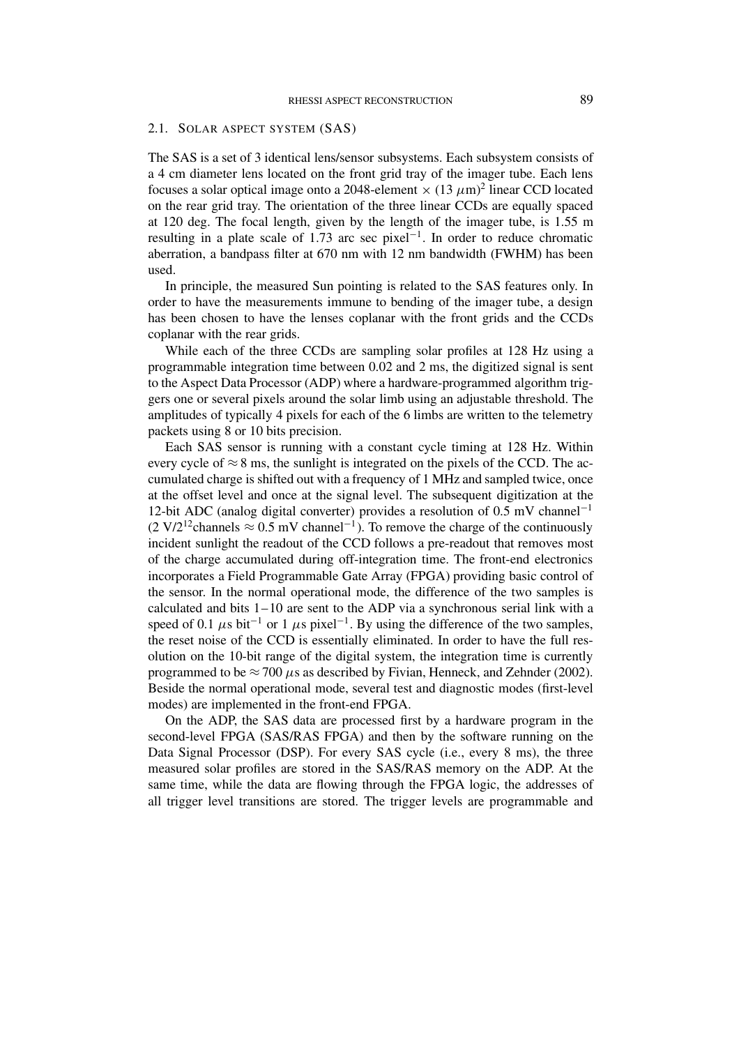## 2.1. Solar aspect system (SAS)

The SAS is a set of 3 identical lens/sensor subsystems. Each subsystem consists of a 4 cm diameter lens located on the front grid tray of the imager tube. Each lens focuses a solar optical image onto a 2048-element $\times$ (13 $\mu$m)$^2$ linear CCD located on the rear grid tray. The orientation of the three linear CCDs are equally spaced at 120 deg. The focal length, given by the length of the imager tube, is 1.55 m resulting in a plate scale of 1.73 arc sec pixel$^{-1}$. In order to reduce chromatic aberration, a bandpass filter at 670 nm with 12 nm bandwidth (FWHM) has been used.

In principle, the measured Sun pointing is related to the SAS features only. In order to have the measurements immune to bending of the imager tube, a design has been chosen to have the lenses coplanar with the front grids and the CCDs coplanar with the rear grids.

While each of the three CCDs are sampling solar profiles at 128 Hz using a programmable integration time between 0.02 and 2 ms, the digitized signal is sent to the Aspect Data Processor (ADP) where a hardware-programmed algorithm triggers one or several pixels around the solar limb using an adjustable threshold. The amplitudes of typically 4 pixels for each of the 6 limbs are written to the telemetry packets using 8 or 10 bits precision.

Each SAS sensor is running with a constant cycle timing at 128 Hz. Within every cycle of $\approx 8$ ms, the sunlight is integrated on the pixels of the CCD. The accumulated charge is shifted out with a frequency of 1 MHz and sampled twice, once at the offset level and once at the signal level. The subsequent digitization at the 12-bit ADC (analog digital converter) provides a resolution of 0.5 mV channel$^{-1}$ (2 V/$2^{12}$channels $\approx$ 0.5 mV channel$^{-1}$). To remove the charge of the continuously incident sunlight the readout of the CCD follows a pre-readout that removes most of the charge accumulated during off-integration time. The front-end electronics incorporates a Field Programmable Gate Array (FPGA) providing basic control of the sensor. In the normal operational mode, the difference of the two samples is calculated and bits 1–10 are sent to the ADP via a synchronous serial link with a speed of 0.1 $\mu$s bit$^{-1}$ or 1 $\mu$s pixel$^{-1}$. By using the difference of the two samples, the reset noise of the CCD is essentially eliminated. In order to have the full resolution on the 10-bit range of the digital system, the integration time is currently programmed to be $\approx 700$ $\mu$s as described by Fivian, Henneck, and Zehnder (2002). Beside the normal operational mode, several test and diagnostic modes (first-level modes) are implemented in the front-end FPGA.

On the ADP, the SAS data are processed first by a hardware program in the second-level FPGA (SAS/RAS FPGA) and then by the software running on the Data Signal Processor (DSP). For every SAS cycle (i.e., every 8 ms), the three measured solar profiles are stored in the SAS/RAS memory on the ADP. At the same time, while the data are flowing through the FPGA logic, the addresses of all trigger level transitions are stored. The trigger levels are programmable and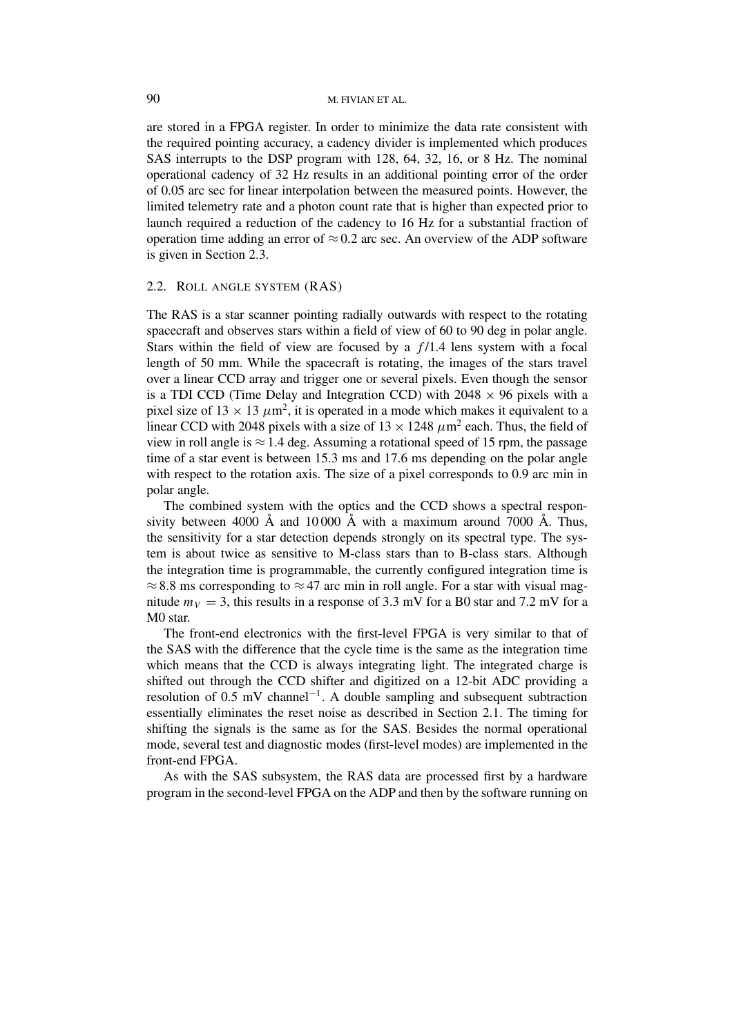are stored in a FPGA register. In order to minimize the data rate consistent with the required pointing accuracy, a cadency divider is implemented which produces SAS interrupts to the DSP program with 128, 64, 32, 16, or 8 Hz. The nominal operational cadency of 32 Hz results in an additional pointing error of the order of 0.05 arc sec for linear interpolation between the measured points. However, the limited telemetry rate and a photon count rate that is higher than expected prior to launch required a reduction of the cadency to 16 Hz for a substantial fraction of operation time adding an error of $\approx 0.2$ arc sec. An overview of the ADP software is given in Section 2.3.

### 2.2. Roll Angle System (RAS)

The RAS is a star scanner pointing radially outwards with respect to the rotating spacecraft and observes stars within a field of view of 60 to 90 deg in polar angle. Stars within the field of view are focused by a $f/1.4$ lens system with a focal length of 50 mm. While the spacecraft is rotating, the images of the stars travel over a linear CCD array and trigger one or several pixels. Even though the sensor is a TDI CCD (Time Delay and Integration CCD) with $2048 \times 96$ pixels with a pixel size of $13 \times 13\ \mu\mathrm{m}^2$, it is operated in a mode which makes it equivalent to a linear CCD with 2048 pixels with a size of $13 \times 1248\ \mu\mathrm{m}^2$ each. Thus, the field of view in roll angle is $\approx 1.4$ deg. Assuming a rotational speed of 15 rpm, the passage time of a star event is between 15.3 ms and 17.6 ms depending on the polar angle with respect to the rotation axis. The size of a pixel corresponds to 0.9 arc min in polar angle.

The combined system with the optics and the CCD shows a spectral responsivity between 4000 Å and 10 000 Å with a maximum around 7000 Å. Thus, the sensitivity for a star detection depends strongly on its spectral type. The system is about twice as sensitive to M-class stars than to B-class stars. Although the integration time is programmable, the currently configured integration time is $\approx 8.8$ ms corresponding to $\approx 47$ arc min in roll angle. For a star with visual magnitude $m_V = 3$, this results in a response of 3.3 mV for a B0 star and 7.2 mV for a M0 star.

The front-end electronics with the first-level FPGA is very similar to that of the SAS with the difference that the cycle time is the same as the integration time which means that the CCD is always integrating light. The integrated charge is shifted out through the CCD shifter and digitized on a 12-bit ADC providing a resolution of 0.5 mV channel$^{-1}$. A double sampling and subsequent subtraction essentially eliminates the reset noise as described in Section 2.1. The timing for shifting the signals is the same as for the SAS. Besides the normal operational mode, several test and diagnostic modes (first-level modes) are implemented in the front-end FPGA.

As with the SAS subsystem, the RAS data are processed first by a hardware program in the second-level FPGA on the ADP and then by the software running on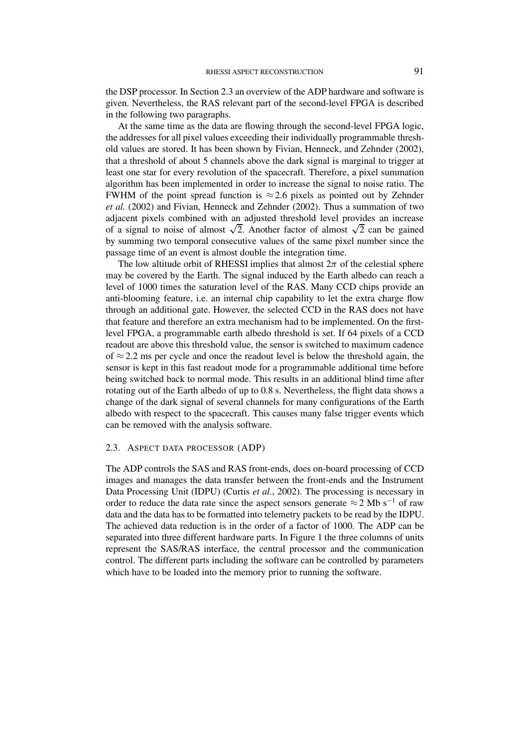the DSP processor. In Section 2.3 an overview of the ADP hardware and software is given. Nevertheless, the RAS relevant part of the second-level FPGA is described in the following two paragraphs.

At the same time as the data are flowing through the second-level FPGA logic, the addresses for all pixel values exceeding their individually programmable threshold values are stored. It has been shown by Fivian, Henneck, and Zehnder (2002), that a threshold of about 5 channels above the dark signal is marginal to trigger at least one star for every revolution of the spacecraft. Therefore, a pixel summation algorithm has been implemented in order to increase the signal to noise ratio. The FWHM of the point spread function is $\approx 2.6$ pixels as pointed out by Zehnder *et al.* (2002) and Fivian, Henneck and Zehnder (2002). Thus a summation of two adjacent pixels combined with an adjusted threshold level provides an increase of a signal to noise of almost $\sqrt{2}$. Another factor of almost $\sqrt{2}$ can be gained by summing two temporal consecutive values of the same pixel number since the passage time of an event is almost double the integration time.

The low altitude orbit of RHESSI implies that almost $2\pi$ of the celestial sphere may be covered by the Earth. The signal induced by the Earth albedo can reach a level of 1000 times the saturation level of the RAS. Many CCD chips provide an anti-blooming feature, i.e. an internal chip capability to let the extra charge flow through an additional gate. However, the selected CCD in the RAS does not have that feature and therefore an extra mechanism had to be implemented. On the first-level FPGA, a programmable earth albedo threshold is set. If 64 pixels of a CCD readout are above this threshold value, the sensor is switched to maximum cadence of $\approx 2.2$ ms per cycle and once the readout level is below the threshold again, the sensor is kept in this fast readout mode for a programmable additional time before being switched back to normal mode. This results in an additional blind time after rotating out of the Earth albedo of up to 0.8 s. Nevertheless, the flight data shows a change of the dark signal of several channels for many configurations of the Earth albedo with respect to the spacecraft. This causes many false trigger events which can be removed with the analysis software.

### 2.3. Aspect data processor (ADP)

The ADP controls the SAS and RAS front-ends, does on-board processing of CCD images and manages the data transfer between the front-ends and the Instrument Data Processing Unit (IDPU) (Curtis *et al.*, 2002). The processing is necessary in order to reduce the data rate since the aspect sensors generate $\approx 2$ Mb s$^{-1}$ of raw data and the data has to be formatted into telemetry packets to be read by the IDPU. The achieved data reduction is in the order of a factor of 1000. The ADP can be separated into three different hardware parts. In Figure 1 the three columns of units represent the SAS/RAS interface, the central processor and the communication control. The different parts including the software can be controlled by parameters which have to be loaded into the memory prior to running the software.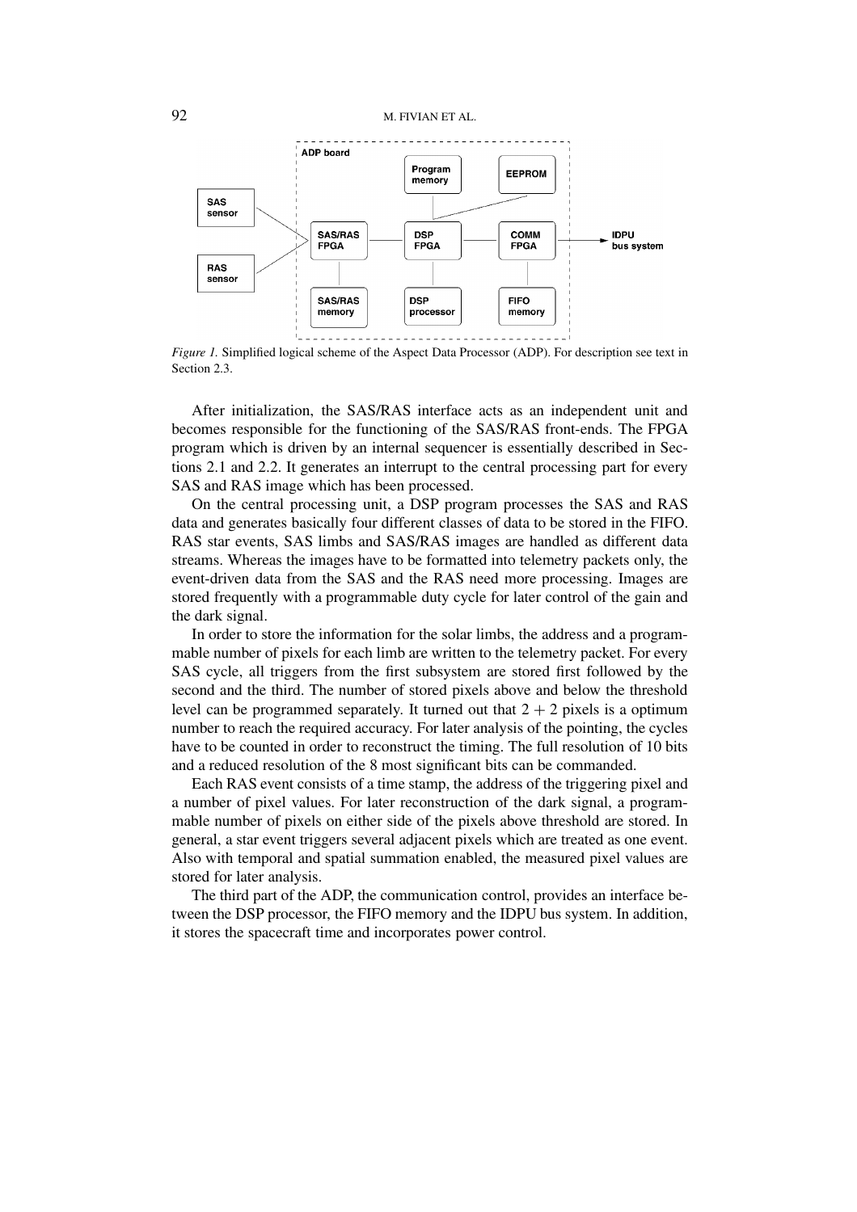ADP board

Program memory

EEPROM

SAS sensor

SAS/RAS FPGA

DSP FPGA

COMM FPGA

IDPU bus system

RAS sensor

SAS/RAS memory

DSP processor

FIFO memory

*Figure 1.* Simplified logical scheme of the Aspect Data Processor (ADP). For description see text in Section 2.3.

After initialization, the SAS/RAS interface acts as an independent unit and becomes responsible for the functioning of the SAS/RAS front-ends. The FPGA program which is driven by an internal sequencer is essentially described in Sections 2.1 and 2.2. It generates an interrupt to the central processing part for every SAS and RAS image which has been processed.

On the central processing unit, a DSP program processes the SAS and RAS data and generates basically four different classes of data to be stored in the FIFO. RAS star events, SAS limbs and SAS/RAS images are handled as different data streams. Whereas the images have to be formatted into telemetry packets only, the event-driven data from the SAS and the RAS need more processing. Images are stored frequently with a programmable duty cycle for later control of the gain and the dark signal.

In order to store the information for the solar limbs, the address and a programmable number of pixels for each limb are written to the telemetry packet. For every SAS cycle, all triggers from the first subsystem are stored first followed by the second and the third. The number of stored pixels above and below the threshold level can be programmed separately. It turned out that $2 + 2$ pixels is a optimum number to reach the required accuracy. For later analysis of the pointing, the cycles have to be counted in order to reconstruct the timing. The full resolution of 10 bits and a reduced resolution of the 8 most significant bits can be commanded.

Each RAS event consists of a time stamp, the address of the triggering pixel and a number of pixel values. For later reconstruction of the dark signal, a programmable number of pixels on either side of the pixels above threshold are stored. In general, a star event triggers several adjacent pixels which are treated as one event. Also with temporal and spatial summation enabled, the measured pixel values are stored for later analysis.

The third part of the ADP, the communication control, provides an interface between the DSP processor, the FIFO memory and the IDPU bus system. In addition, it stores the spacecraft time and incorporates power control.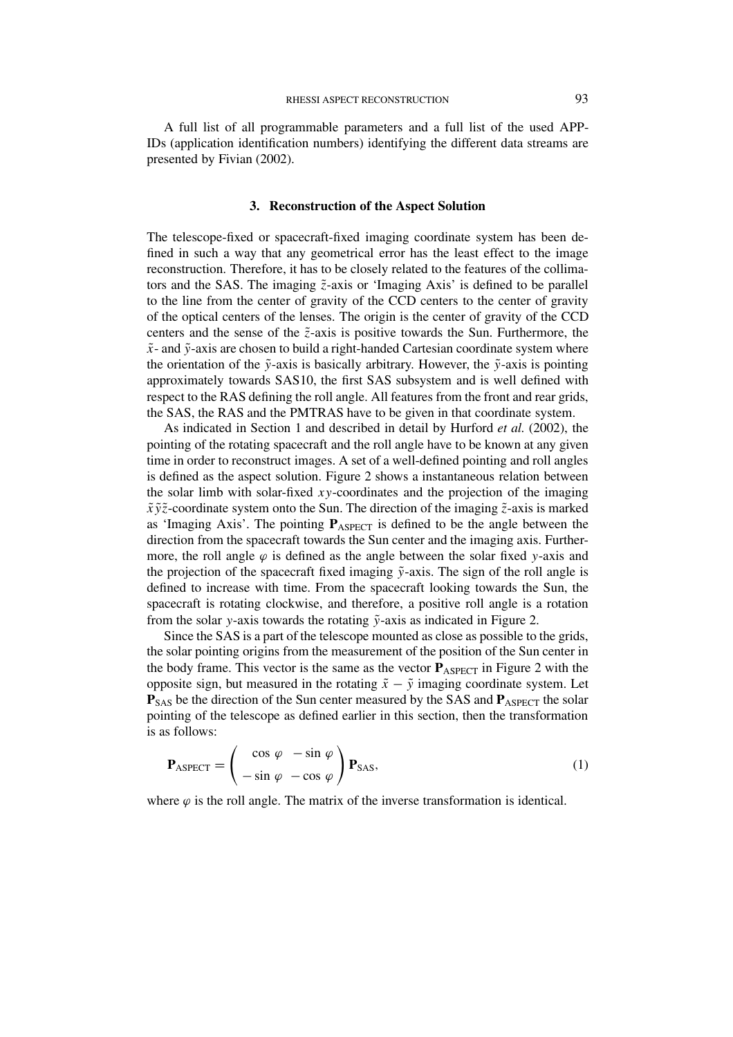A full list of all programmable parameters and a full list of the used APP-IDs (application identification numbers) identifying the different data streams are presented by Fivian (2002).

## 3. Reconstruction of the Aspect Solution

The telescope-fixed or spacecraft-fixed imaging coordinate system has been defined in such a way that any geometrical error has the least effect to the image reconstruction. Therefore, it has to be closely related to the features of the collimators and the SAS. The imaging $\tilde{z}$-axis or 'Imaging Axis' is defined to be parallel to the line from the center of gravity of the CCD centers to the center of gravity of the optical centers of the lenses. The origin is the center of gravity of the CCD centers and the sense of the $\tilde{z}$-axis is positive towards the Sun. Furthermore, the $\tilde{x}$- and $\tilde{y}$-axis are chosen to build a right-handed Cartesian coordinate system where the orientation of the $\tilde{y}$-axis is basically arbitrary. However, the $\tilde{y}$-axis is pointing approximately towards SAS10, the first SAS subsystem and is well defined with respect to the RAS defining the roll angle. All features from the front and rear grids, the SAS, the RAS and the PMTRAS have to be given in that coordinate system.

As indicated in Section 1 and described in detail by Hurford *et al.* (2002), the pointing of the rotating spacecraft and the roll angle have to be known at any given time in order to reconstruct images. A set of a well-defined pointing and roll angles is defined as the aspect solution. Figure 2 shows a instantaneous relation between the solar limb with solar-fixed $xy$-coordinates and the projection of the imaging $\tilde{x}\tilde{y}\tilde{z}$-coordinate system onto the Sun. The direction of the imaging $\tilde{z}$-axis is marked as 'Imaging Axis'. The pointing $\mathbf{P}_{\mathrm{ASPECT}}$ is defined to be the angle between the direction from the spacecraft towards the Sun center and the imaging axis. Furthermore, the roll angle $\varphi$ is defined as the angle between the solar fixed $y$-axis and the projection of the spacecraft fixed imaging $\tilde{y}$-axis. The sign of the roll angle is defined to increase with time. From the spacecraft looking towards the Sun, the spacecraft is rotating clockwise, and therefore, a positive roll angle is a rotation from the solar $y$-axis towards the rotating $\tilde{y}$-axis as indicated in Figure 2.

Since the SAS is a part of the telescope mounted as close as possible to the grids, the solar pointing origins from the measurement of the position of the Sun center in the body frame. This vector is the same as the vector $\mathbf{P}_{\mathrm{ASPECT}}$ in Figure 2 with the opposite sign, but measured in the rotating $\tilde{x} - \tilde{y}$ imaging coordinate system. Let $\mathbf{P}_{\mathrm{SAS}}$ be the direction of the Sun center measured by the SAS and $\mathbf{P}_{\mathrm{ASPECT}}$ the solar pointing of the telescope as defined earlier in this section, then the transformation is as follows:

$$\mathbf{P}_{\mathrm{ASPECT}} = \begin{pmatrix} \cos\varphi & -\sin\varphi \\ -\sin\varphi & -\cos\varphi \end{pmatrix} \mathbf{P}_{\mathrm{SAS}}, \tag{1}$$

where $\varphi$ is the roll angle. The matrix of the inverse transformation is identical.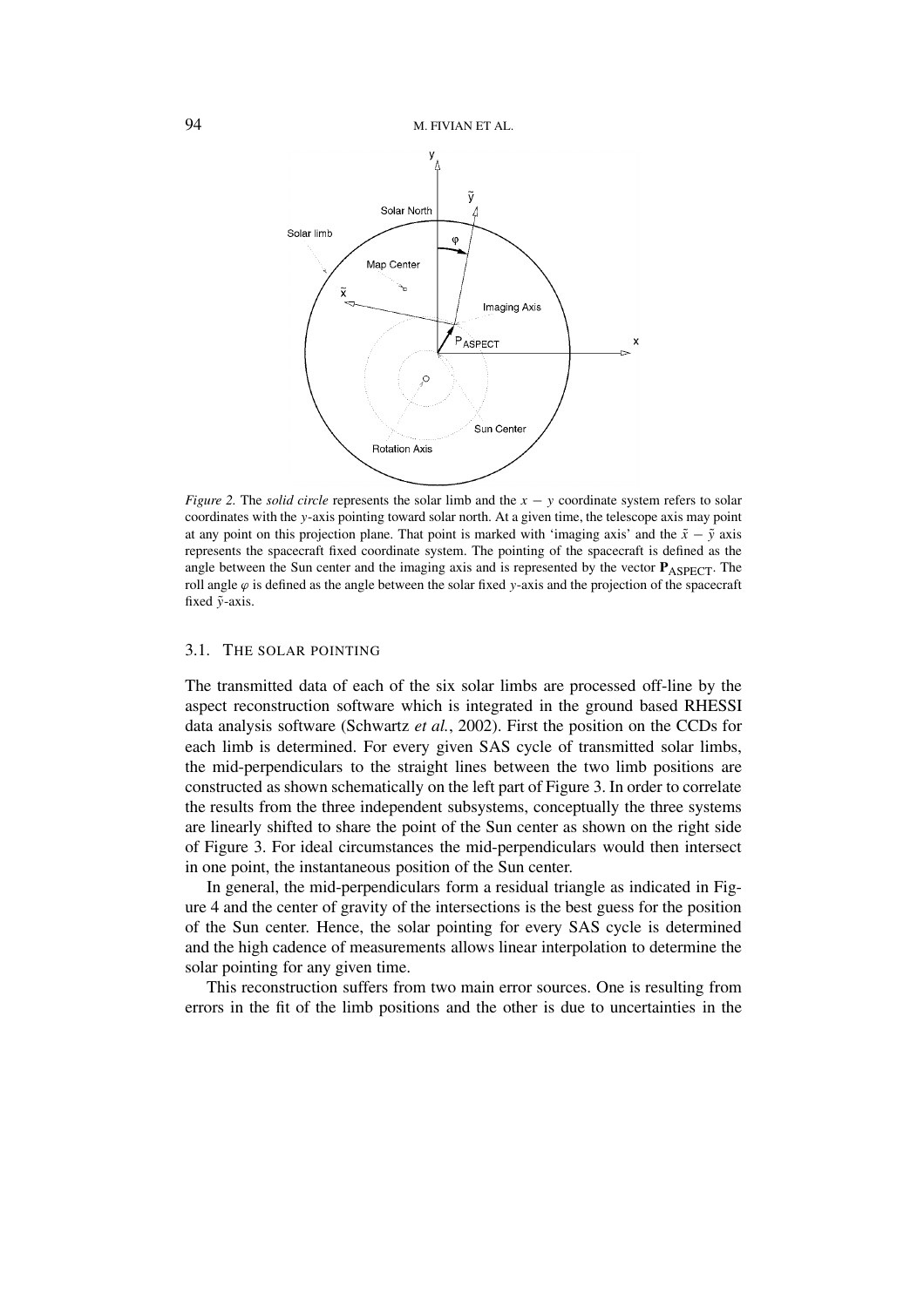*Figure 2.* The *solid circle* represents the solar limb and the $x - y$ coordinate system refers to solar coordinates with the $y$-axis pointing toward solar north. At a given time, the telescope axis may point at any point on this projection plane. That point is marked with 'imaging axis' and the $\tilde{x} - \tilde{y}$ axis represents the spacecraft fixed coordinate system. The pointing of the spacecraft is defined as the angle between the Sun center and the imaging axis and is represented by the vector $\mathbf{P}_{\mathrm{ASPECT}}$. The roll angle $\varphi$ is defined as the angle between the solar fixed $y$-axis and the projection of the spacecraft fixed $\tilde{y}$-axis.

### 3.1. The Solar Pointing

The transmitted data of each of the six solar limbs are processed off-line by the aspect reconstruction software which is integrated in the ground based RHESSI data analysis software (Schwartz *et al.*, 2002). First the position on the CCDs for each limb is determined. For every given SAS cycle of transmitted solar limbs, the mid-perpendiculars to the straight lines between the two limb positions are constructed as shown schematically on the left part of Figure 3. In order to correlate the results from the three independent subsystems, conceptually the three systems are linearly shifted to share the point of the Sun center as shown on the right side of Figure 3. For ideal circumstances the mid-perpendiculars would then intersect in one point, the instantaneous position of the Sun center.

In general, the mid-perpendiculars form a residual triangle as indicated in Figure 4 and the center of gravity of the intersections is the best guess for the position of the Sun center. Hence, the solar pointing for every SAS cycle is determined and the high cadence of measurements allows linear interpolation to determine the solar pointing for any given time.

This reconstruction suffers from two main error sources. One is resulting from errors in the fit of the limb positions and the other is due to uncertainties in the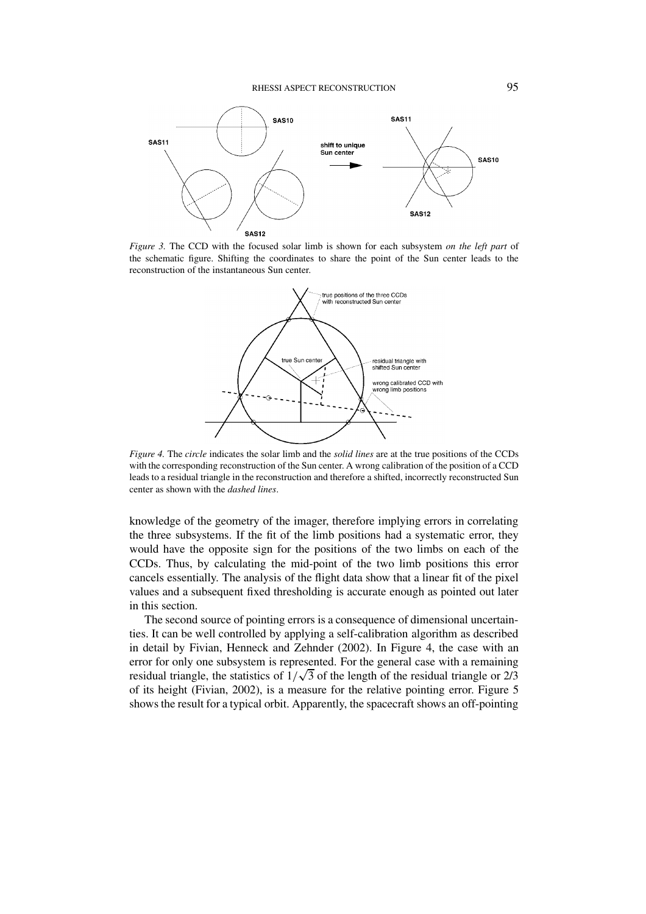*Figure 3.* The CCD with the focused solar limb is shown for each subsystem *on the left part* of the schematic figure. Shifting the coordinates to share the point of the Sun center leads to the reconstruction of the instantaneous Sun center.

*Figure 4.* The *circle* indicates the solar limb and the *solid lines* are at the true positions of the CCDs with the corresponding reconstruction of the Sun center. A wrong calibration of the position of a CCD leads to a residual triangle in the reconstruction and therefore a shifted, incorrectly reconstructed Sun center as shown with the *dashed lines*.

knowledge of the geometry of the imager, therefore implying errors in correlating the three subsystems. If the fit of the limb positions had a systematic error, they would have the opposite sign for the positions of the two limbs on each of the CCDs. Thus, by calculating the mid-point of the two limb positions this error cancels essentially. The analysis of the flight data show that a linear fit of the pixel values and a subsequent fixed thresholding is accurate enough as pointed out later in this section.

The second source of pointing errors is a consequence of dimensional uncertainties. It can be well controlled by applying a self-calibration algorithm as described in detail by Fivian, Henneck and Zehnder (2002). In Figure 4, the case with an error for only one subsystem is represented. For the general case with a remaining residual triangle, the statistics of $1/\sqrt{3}$ of the length of the residual triangle or 2/3 of its height (Fivian, 2002), is a measure for the relative pointing error. Figure 5 shows the result for a typical orbit. Apparently, the spacecraft shows an off-pointing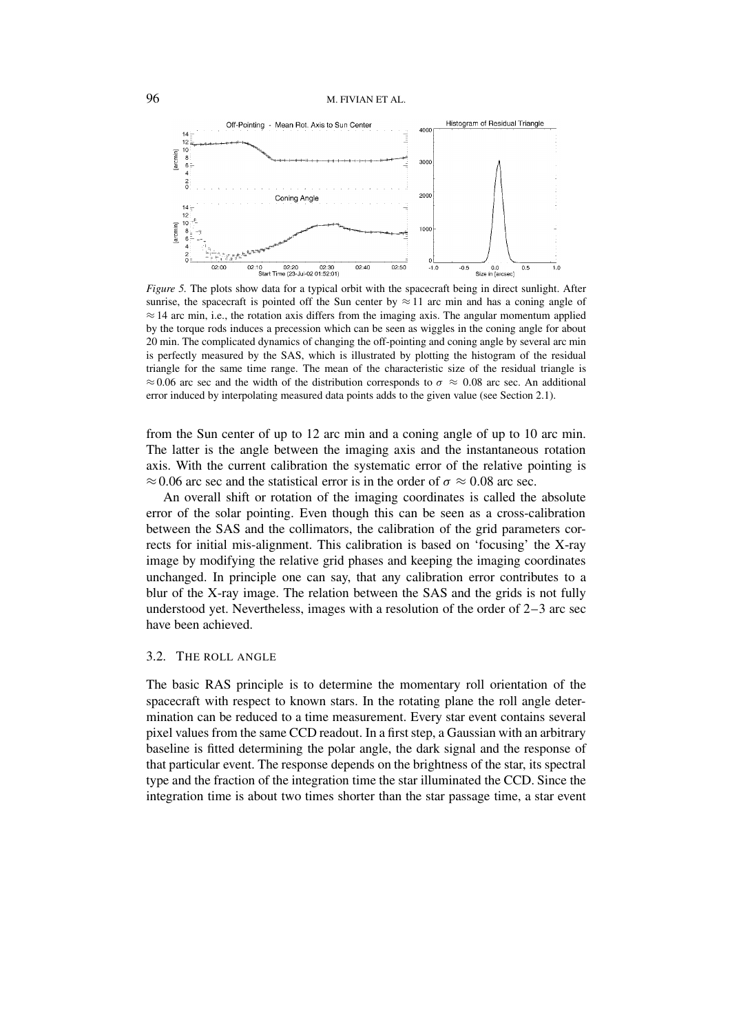*Figure 5.* The plots show data for a typical orbit with the spacecraft being in direct sunlight. After sunrise, the spacecraft is pointed off the Sun center by $\approx 11$ arc min and has a coning angle of $\approx 14$ arc min, i.e., the rotation axis differs from the imaging axis. The angular momentum applied by the torque rods induces a precession which can be seen as wiggles in the coning angle for about 20 min. The complicated dynamics of changing the off-pointing and coning angle by several arc min is perfectly measured by the SAS, which is illustrated by plotting the histogram of the residual triangle for the same time range. The mean of the characteristic size of the residual triangle is $\approx 0.06$ arc sec and the width of the distribution corresponds to $\sigma \approx 0.08$ arc sec. An additional error induced by interpolating measured data points adds to the given value (see Section 2.1).

from the Sun center of up to 12 arc min and a coning angle of up to 10 arc min. The latter is the angle between the imaging axis and the instantaneous rotation axis. With the current calibration the systematic error of the relative pointing is $\approx 0.06$ arc sec and the statistical error is in the order of $\sigma \approx 0.08$ arc sec.

An overall shift or rotation of the imaging coordinates is called the absolute error of the solar pointing. Even though this can be seen as a cross-calibration between the SAS and the collimators, the calibration of the grid parameters corrects for initial mis-alignment. This calibration is based on 'focusing' the X-ray image by modifying the relative grid phases and keeping the imaging coordinates unchanged. In principle one can say, that any calibration error contributes to a blur of the X-ray image. The relation between the SAS and the grids is not fully understood yet. Nevertheless, images with a resolution of the order of 2–3 arc sec have been achieved.

### 3.2. The Roll Angle

The basic RAS principle is to determine the momentary roll orientation of the spacecraft with respect to known stars. In the rotating plane the roll angle determination can be reduced to a time measurement. Every star event contains several pixel values from the same CCD readout. In a first step, a Gaussian with an arbitrary baseline is fitted determining the polar angle, the dark signal and the response of that particular event. The response depends on the brightness of the star, its spectral type and the fraction of the integration time the star illuminated the CCD. Since the integration time is about two times shorter than the star passage time, a star event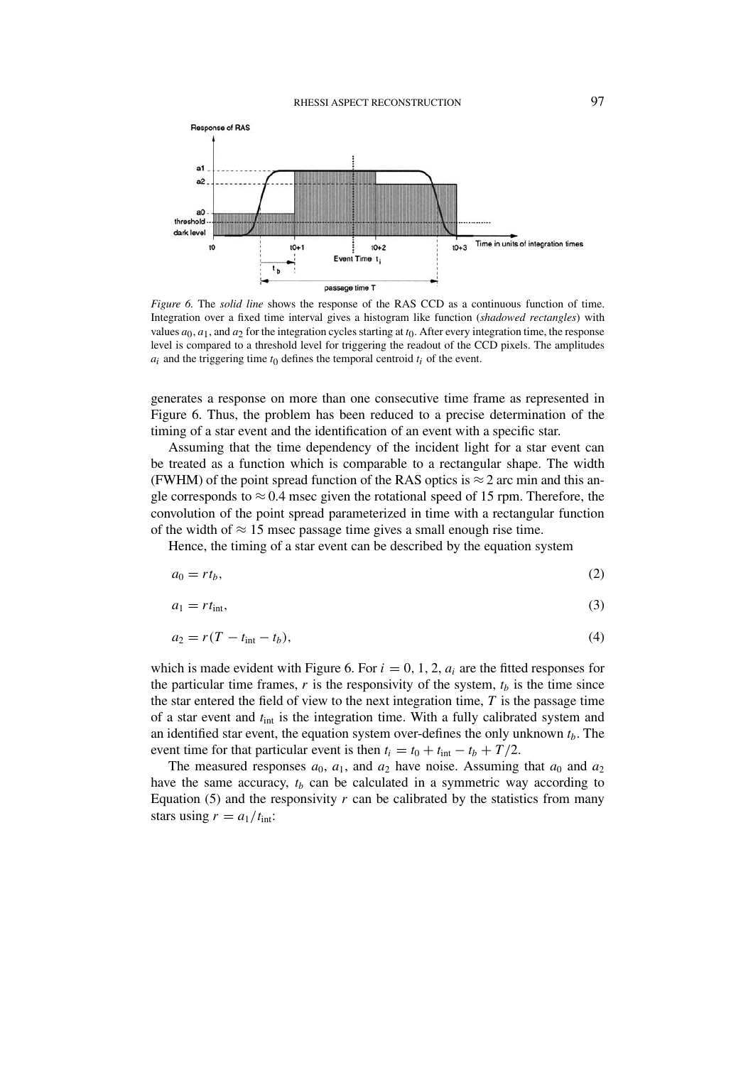*Figure 6.* The *solid line* shows the response of the RAS CCD as a continuous function of time. Integration over a fixed time interval gives a histogram like function (*shadowed rectangles*) with values $a_0, a_1$, and $a_2$ for the integration cycles starting at $t_0$. After every integration time, the response level is compared to a threshold level for triggering the readout of the CCD pixels. The amplitudes $a_i$ and the triggering time $t_0$ defines the temporal centroid $t_i$ of the event.

generates a response on more than one consecutive time frame as represented in Figure 6. Thus, the problem has been reduced to a precise determination of the timing of a star event and the identification of an event with a specific star.

Assuming that the time dependency of the incident light for a star event can be treated as a function which is comparable to a rectangular shape. The width (FWHM) of the point spread function of the RAS optics is $\approx 2$ arc min and this angle corresponds to $\approx 0.4$ msec given the rotational speed of 15 rpm. Therefore, the convolution of the point spread parameterized in time with a rectangular function of the width of $\approx 15$ msec passage time gives a small enough rise time.

Hence, the timing of a star event can be described by the equation system

$$a_0 = r t_b, \tag{2}$$

$$a_1 = r t_{\text{int}}, \tag{3}$$

$$a_2 = r(T - t_{\text{int}} - t_b), \tag{4}$$

which is made evident with Figure 6. For $i = 0, 1, 2$, $a_i$ are the fitted responses for the particular time frames, $r$ is the responsivity of the system, $t_b$ is the time since the star entered the field of view to the next integration time, $T$ is the passage time of a star event and $t_{\text{int}}$ is the integration time. With a fully calibrated system and an identified star event, the equation system over-defines the only unknown $t_b$. The event time for that particular event is then $t_i = t_0 + t_{\text{int}} - t_b + T/2$.

The measured responses $a_0$, $a_1$, and $a_2$ have noise. Assuming that $a_0$ and $a_2$ have the same accuracy, $t_b$ can be calculated in a symmetric way according to Equation (5) and the responsivity $r$ can be calibrated by the statistics from many stars using $r = a_1/t_{\text{int}}$: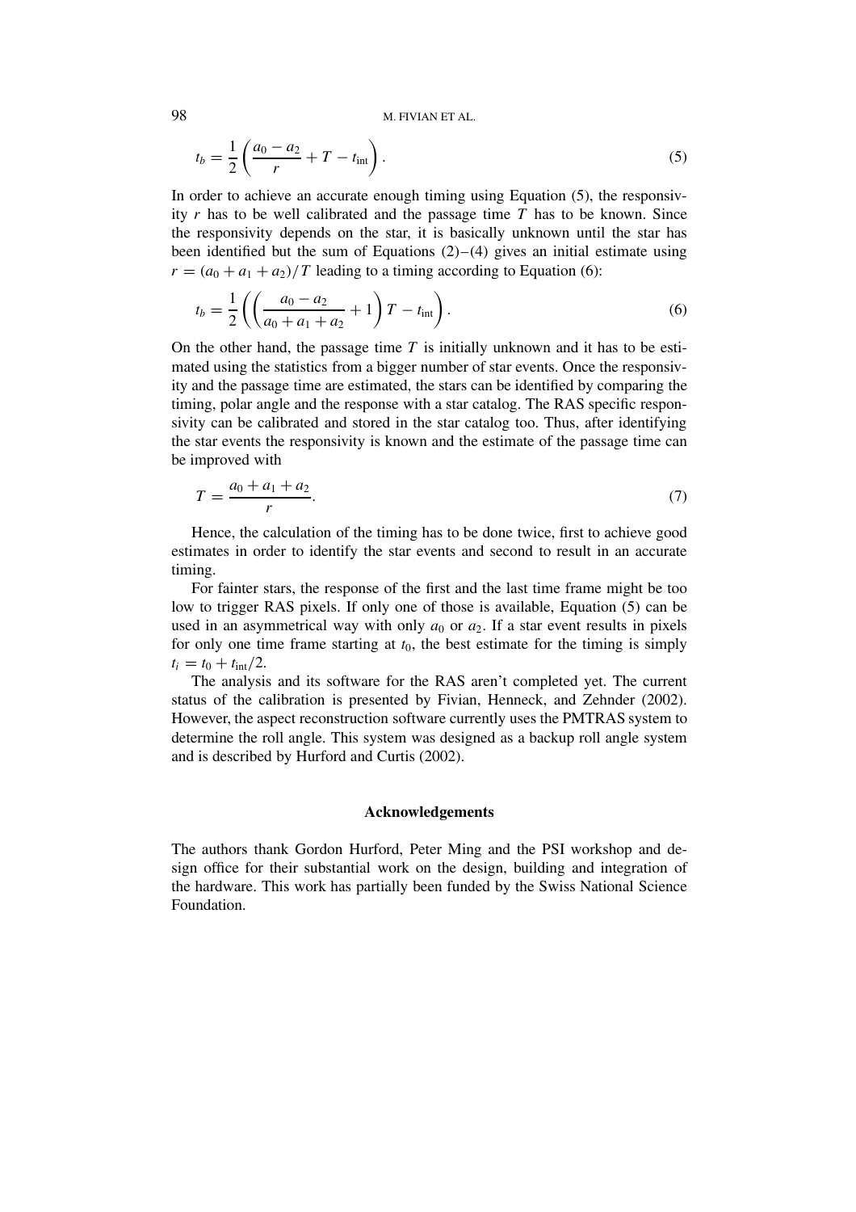$$t_b = \frac{1}{2}\left(\frac{a_0 - a_2}{r} + T - t_{\text{int}}\right). \tag{5}$$

In order to achieve an accurate enough timing using Equation (5), the responsivity $r$ has to be well calibrated and the passage time $T$ has to be known. Since the responsivity depends on the star, it is basically unknown until the star has been identified but the sum of Equations (2)–(4) gives an initial estimate using $r = (a_0 + a_1 + a_2)/T$ leading to a timing according to Equation (6):

$$t_b = \frac{1}{2}\left(\left(\frac{a_0 - a_2}{a_0 + a_1 + a_2} + 1\right) T - t_{\text{int}}\right). \tag{6}$$

On the other hand, the passage time $T$ is initially unknown and it has to be estimated using the statistics from a bigger number of star events. Once the responsivity and the passage time are estimated, the stars can be identified by comparing the timing, polar angle and the response with a star catalog. The RAS specific responsivity can be calibrated and stored in the star catalog too. Thus, after identifying the star events the responsivity is known and the estimate of the passage time can be improved with

$$T = \frac{a_0 + a_1 + a_2}{r}. \tag{7}$$

Hence, the calculation of the timing has to be done twice, first to achieve good estimates in order to identify the star events and second to result in an accurate timing.

For fainter stars, the response of the first and the last time frame might be too low to trigger RAS pixels. If only one of those is available, Equation (5) can be used in an asymmetrical way with only $a_0$ or $a_2$. If a star event results in pixels for only one time frame starting at $t_0$, the best estimate for the timing is simply $t_i = t_0 + t_{\text{int}}/2$.

The analysis and its software for the RAS aren't completed yet. The current status of the calibration is presented by Fivian, Henneck, and Zehnder (2002). However, the aspect reconstruction software currently uses the PMTRAS system to determine the roll angle. This system was designed as a backup roll angle system and is described by Hurford and Curtis (2002).

## Acknowledgements

The authors thank Gordon Hurford, Peter Ming and the PSI workshop and design office for their substantial work on the design, building and integration of the hardware. This work has partially been funded by the Swiss National Science Foundation.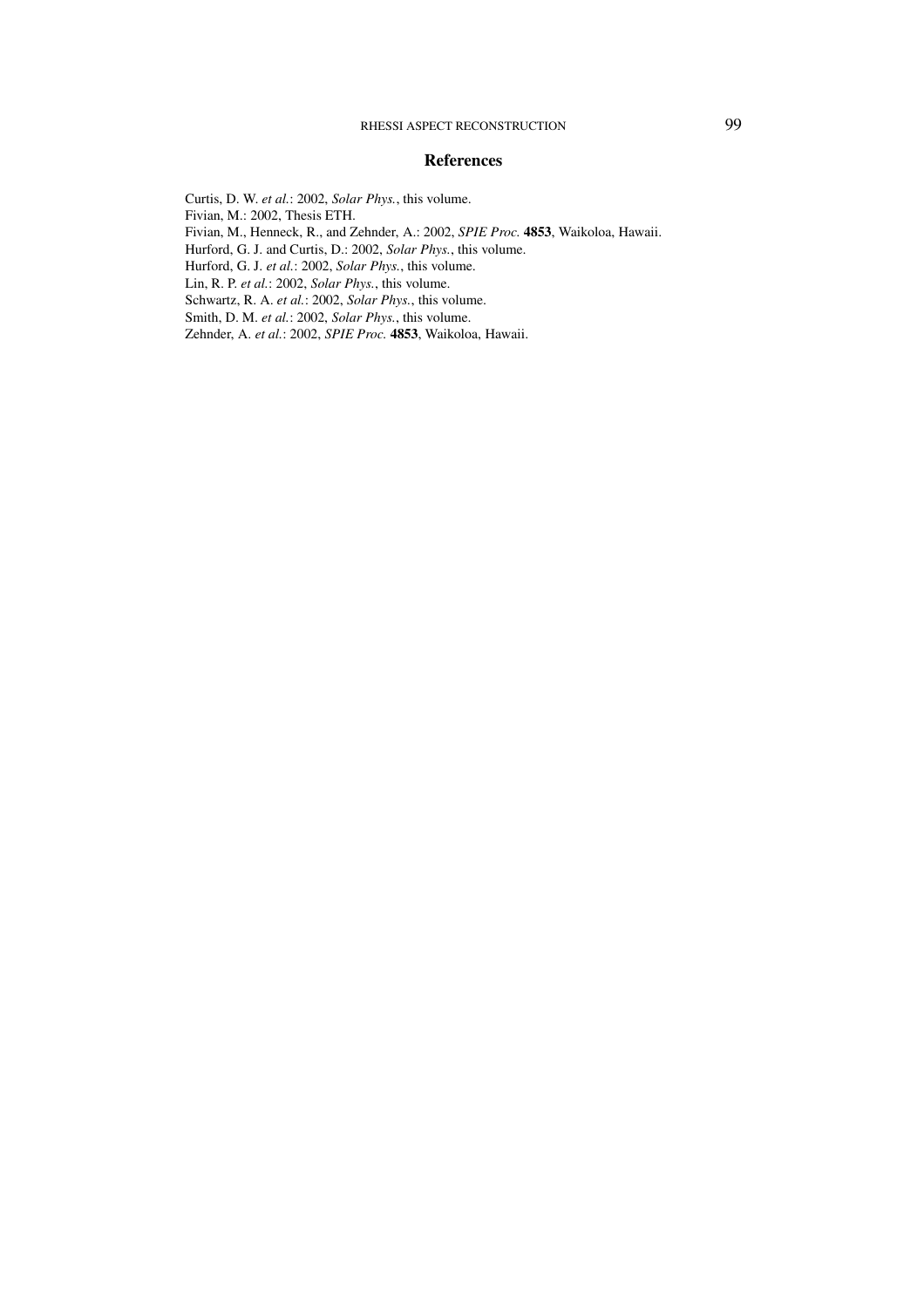## References

Curtis, D. W. *et al.*: 2002, *Solar Phys.*, this volume.

Fivian, M.: 2002, Thesis ETH.

Fivian, M., Henneck, R., and Zehnder, A.: 2002, *SPIE Proc.* **4853**, Waikoloa, Hawaii.

Hurford, G. J. and Curtis, D.: 2002, *Solar Phys.*, this volume.

Hurford, G. J. *et al.*: 2002, *Solar Phys.*, this volume.

Lin, R. P. *et al.*: 2002, *Solar Phys.*, this volume.

Schwartz, R. A. *et al.*: 2002, *Solar Phys.*, this volume.

Smith, D. M. *et al.*: 2002, *Solar Phys.*, this volume.

Zehnder, A. *et al.*: 2002, *SPIE Proc.* **4853**, Waikoloa, Hawaii.